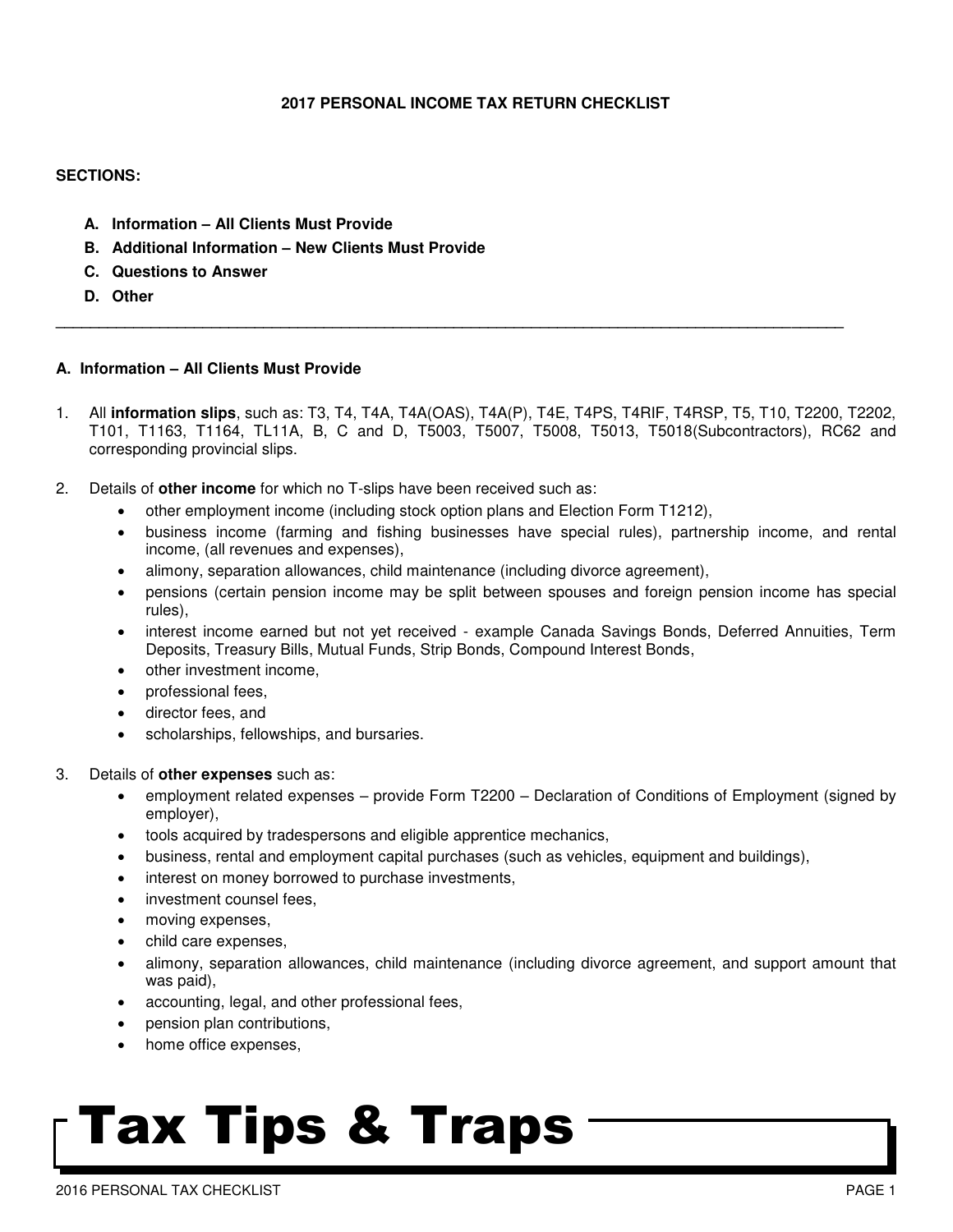# 2017 PERSONAL INCOME TAX RETURN CHECKLIST

**SECTIONS:**

A. **Information – All Clients Must Provide**
B. **Additional Information – New Clients Must Provide**
C. **Questions to Answer**
D. **Other**

---

## A. Information – All Clients Must Provide

1. All **information slips**, such as: T3, T4, T4A, T4A(OAS), T4A(P), T4E, T4PS, T4RIF, T4RSP, T5, T10, T2200, T2202, T101, T1163, T1164, TL11A, B, C and D, T5003, T5007, T5008, T5013, T5018(Subcontractors), RC62 and corresponding provincial slips.

2. Details of **other income** for which no T-slips have been received such as:
   - other employment income (including stock option plans and Election Form T1212),
   - business income (farming and fishing businesses have special rules), partnership income, and rental income, (all revenues and expenses),
   - alimony, separation allowances, child maintenance (including divorce agreement),
   - pensions (certain pension income may be split between spouses and foreign pension income has special rules),
   - interest income earned but not yet received - example Canada Savings Bonds, Deferred Annuities, Term Deposits, Treasury Bills, Mutual Funds, Strip Bonds, Compound Interest Bonds,
   - other investment income,
   - professional fees,
   - director fees, and
   - scholarships, fellowships, and bursaries.

3. Details of **other expenses** such as:
   - employment related expenses – provide Form T2200 – Declaration of Conditions of Employment (signed by employer),
   - tools acquired by tradespersons and eligible apprentice mechanics,
   - business, rental and employment capital purchases (such as vehicles, equipment and buildings),
   - interest on money borrowed to purchase investments,
   - investment counsel fees,
   - moving expenses,
   - child care expenses,
   - alimony, separation allowances, child maintenance (including divorce agreement, and support amount that was paid),
   - accounting, legal, and other professional fees,
   - pension plan contributions,
   - home office expenses,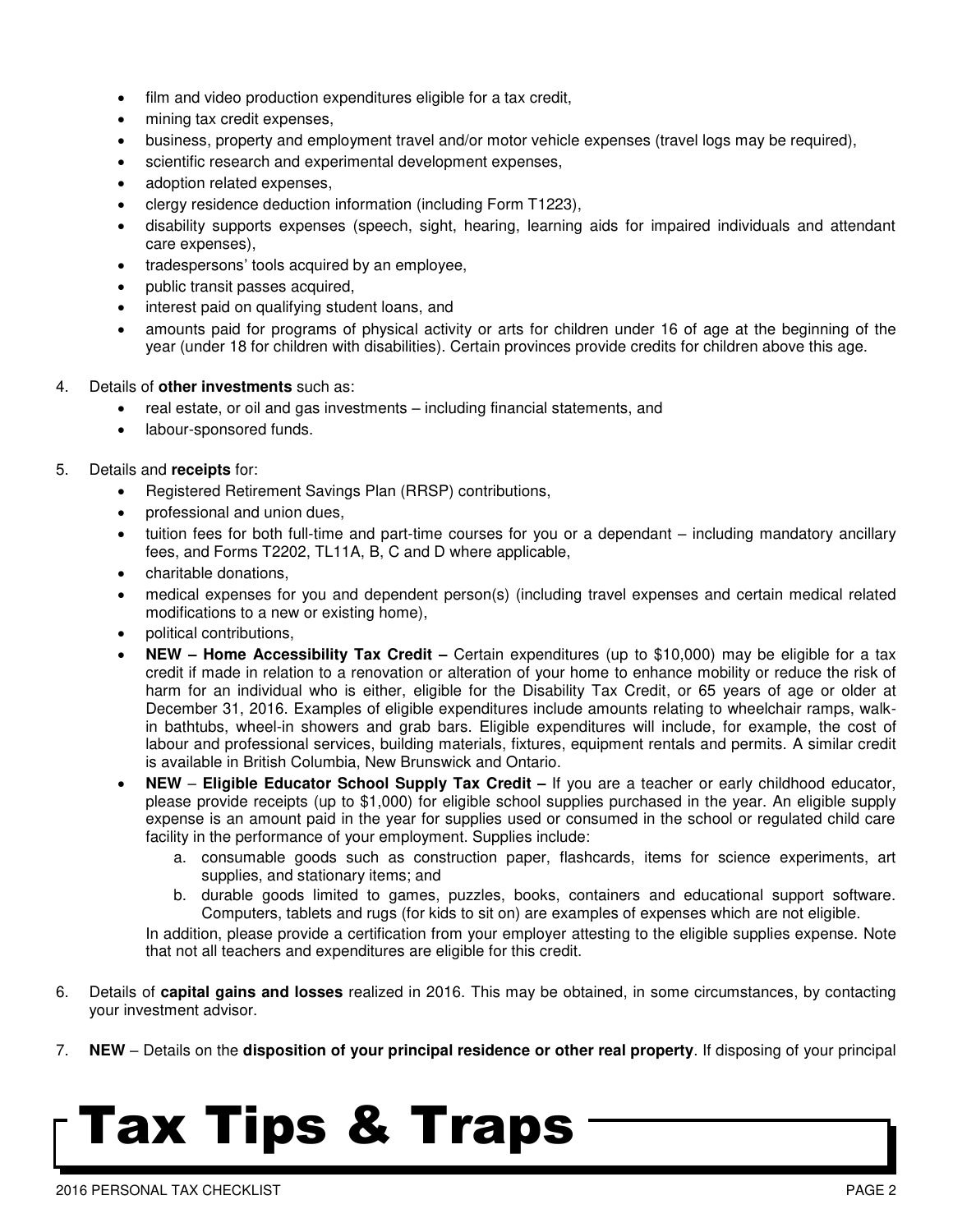- film and video production expenditures eligible for a tax credit,
- mining tax credit expenses,
- business, property and employment travel and/or motor vehicle expenses (travel logs may be required),
- scientific research and experimental development expenses,
- adoption related expenses,
- clergy residence deduction information (including Form T1223),
- disability supports expenses (speech, sight, hearing, learning aids for impaired individuals and attendant care expenses),
- tradespersons' tools acquired by an employee,
- public transit passes acquired,
- interest paid on qualifying student loans, and
- amounts paid for programs of physical activity or arts for children under 16 of age at the beginning of the year (under 18 for children with disabilities). Certain provinces provide credits for children above this age.

4. Details of **other investments** such as:
   - real estate, or oil and gas investments – including financial statements, and
   - labour-sponsored funds.

5. Details and **receipts** for:
   - Registered Retirement Savings Plan (RRSP) contributions,
   - professional and union dues,
   - tuition fees for both full-time and part-time courses for you or a dependant – including mandatory ancillary fees, and Forms T2202, TL11A, B, C and D where applicable,
   - charitable donations,
   - medical expenses for you and dependent person(s) (including travel expenses and certain medical related modifications to a new or existing home),
   - political contributions,
   - **NEW – Home Accessibility Tax Credit –** Certain expenditures (up to $10,000) may be eligible for a tax credit if made in relation to a renovation or alteration of your home to enhance mobility or reduce the risk of harm for an individual who is either, eligible for the Disability Tax Credit, or 65 years of age or older at December 31, 2016. Examples of eligible expenditures include amounts relating to wheelchair ramps, walk-in bathtubs, wheel-in showers and grab bars. Eligible expenditures will include, for example, the cost of labour and professional services, building materials, fixtures, equipment rentals and permits. A similar credit is available in British Columbia, New Brunswick and Ontario.
   - **NEW – Eligible Educator School Supply Tax Credit –** If you are a teacher or early childhood educator, please provide receipts (up to $1,000) for eligible school supplies purchased in the year. An eligible supply expense is an amount paid in the year for supplies used or consumed in the school or regulated child care facility in the performance of your employment. Supplies include:
     a. consumable goods such as construction paper, flashcards, items for science experiments, art supplies, and stationary items; and
     b. durable goods limited to games, puzzles, books, containers and educational support software. Computers, tablets and rugs (for kids to sit on) are examples of expenses which are not eligible.

     In addition, please provide a certification from your employer attesting to the eligible supplies expense. Note that not all teachers and expenditures are eligible for this credit.

6. Details of **capital gains and losses** realized in 2016. This may be obtained, in some circumstances, by contacting your investment advisor.

7. **NEW** – Details on the **disposition of your principal residence or other real property**. If disposing of your principal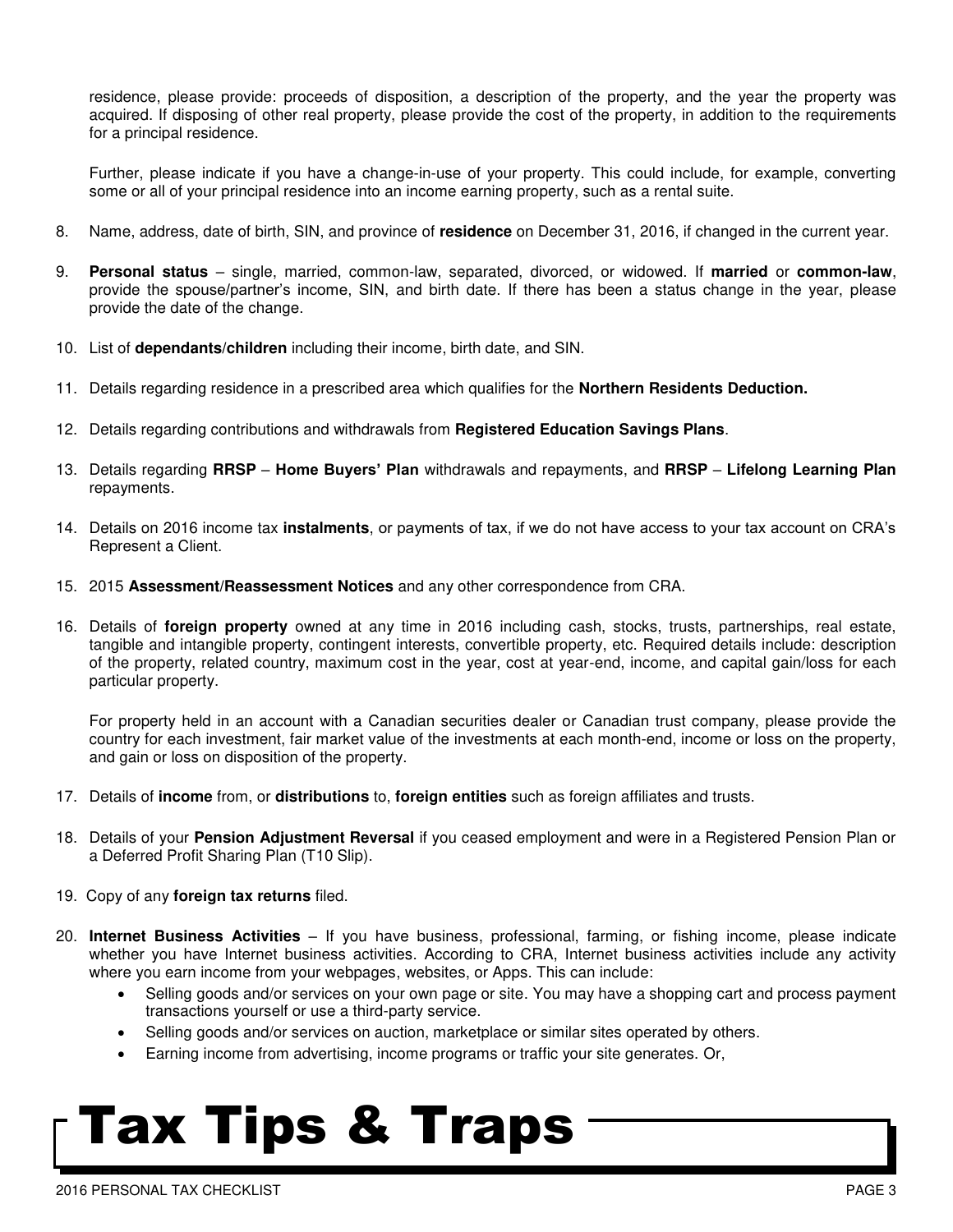residence, please provide: proceeds of disposition, a description of the property, and the year the property was acquired. If disposing of other real property, please provide the cost of the property, in addition to the requirements for a principal residence.

Further, please indicate if you have a change-in-use of your property. This could include, for example, converting some or all of your principal residence into an income earning property, such as a rental suite.

8. Name, address, date of birth, SIN, and province of **residence** on December 31, 2016, if changed in the current year.

9. **Personal status** – single, married, common-law, separated, divorced, or widowed. If **married** or **common-law**, provide the spouse/partner's income, SIN, and birth date. If there has been a status change in the year, please provide the date of the change.

10. List of **dependants/children** including their income, birth date, and SIN.

11. Details regarding residence in a prescribed area which qualifies for the **Northern Residents Deduction.**

12. Details regarding contributions and withdrawals from **Registered Education Savings Plans**.

13. Details regarding **RRSP** – **Home Buyers' Plan** withdrawals and repayments, and **RRSP** – **Lifelong Learning Plan** repayments.

14. Details on 2016 income tax **instalments**, or payments of tax, if we do not have access to your tax account on CRA's Represent a Client.

15. 2015 **Assessment/Reassessment Notices** and any other correspondence from CRA.

16. Details of **foreign property** owned at any time in 2016 including cash, stocks, trusts, partnerships, real estate, tangible and intangible property, contingent interests, convertible property, etc. Required details include: description of the property, related country, maximum cost in the year, cost at year-end, income, and capital gain/loss for each particular property.

    For property held in an account with a Canadian securities dealer or Canadian trust company, please provide the country for each investment, fair market value of the investments at each month-end, income or loss on the property, and gain or loss on disposition of the property.

17. Details of **income** from, or **distributions** to, **foreign entities** such as foreign affiliates and trusts.

18. Details of your **Pension Adjustment Reversal** if you ceased employment and were in a Registered Pension Plan or a Deferred Profit Sharing Plan (T10 Slip).

19. Copy of any **foreign tax returns** filed.

20. **Internet Business Activities** – If you have business, professional, farming, or fishing income, please indicate whether you have Internet business activities. According to CRA, Internet business activities include any activity where you earn income from your webpages, websites, or Apps. This can include:
    - Selling goods and/or services on your own page or site. You may have a shopping cart and process payment transactions yourself or use a third-party service.
    - Selling goods and/or services on auction, marketplace or similar sites operated by others.
    - Earning income from advertising, income programs or traffic your site generates. Or,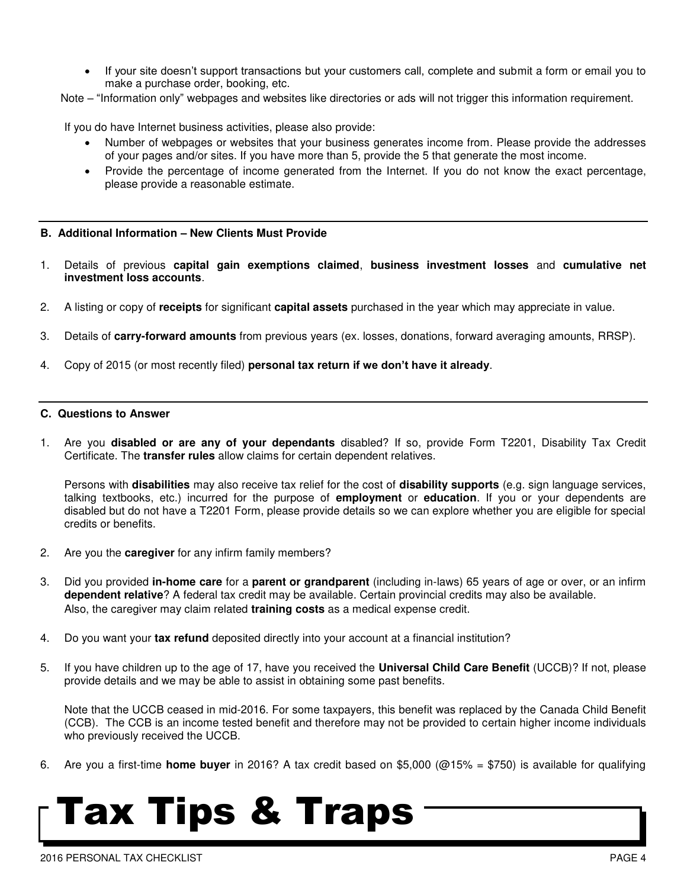- If your site doesn't support transactions but your customers call, complete and submit a form or email you to make a purchase order, booking, etc.

Note – "Information only" webpages and websites like directories or ads will not trigger this information requirement.

If you do have Internet business activities, please also provide:

- Number of webpages or websites that your business generates income from. Please provide the addresses of your pages and/or sites. If you have more than 5, provide the 5 that generate the most income.
- Provide the percentage of income generated from the Internet. If you do not know the exact percentage, please provide a reasonable estimate.

## B. Additional Information – New Clients Must Provide

1. Details of previous **capital gain exemptions claimed**, **business investment losses** and **cumulative net investment loss accounts**.

2. A listing or copy of **receipts** for significant **capital assets** purchased in the year which may appreciate in value.

3. Details of **carry-forward amounts** from previous years (ex. losses, donations, forward averaging amounts, RRSP).

4. Copy of 2015 (or most recently filed) **personal tax return if we don't have it already**.

## C. Questions to Answer

1. Are you **disabled or are any of your dependants** disabled? If so, provide Form T2201, Disability Tax Credit Certificate. The **transfer rules** allow claims for certain dependent relatives.

   Persons with **disabilities** may also receive tax relief for the cost of **disability supports** (e.g. sign language services, talking textbooks, etc.) incurred for the purpose of **employment** or **education**. If you or your dependents are disabled but do not have a T2201 Form, please provide details so we can explore whether you are eligible for special credits or benefits.

2. Are you the **caregiver** for any infirm family members?

3. Did you provided **in-home care** for a **parent or grandparent** (including in-laws) 65 years of age or over, or an infirm **dependent relative**? A federal tax credit may be available. Certain provincial credits may also be available. Also, the caregiver may claim related **training costs** as a medical expense credit.

4. Do you want your **tax refund** deposited directly into your account at a financial institution?

5. If you have children up to the age of 17, have you received the **Universal Child Care Benefit** (UCCB)? If not, please provide details and we may be able to assist in obtaining some past benefits.

   Note that the UCCB ceased in mid-2016. For some taxpayers, this benefit was replaced by the Canada Child Benefit (CCB). The CCB is an income tested benefit and therefore may not be provided to certain higher income individuals who previously received the UCCB.

6. Are you a first-time **home buyer** in 2016? A tax credit based on $5,000 (@15% = $750) is available for qualifying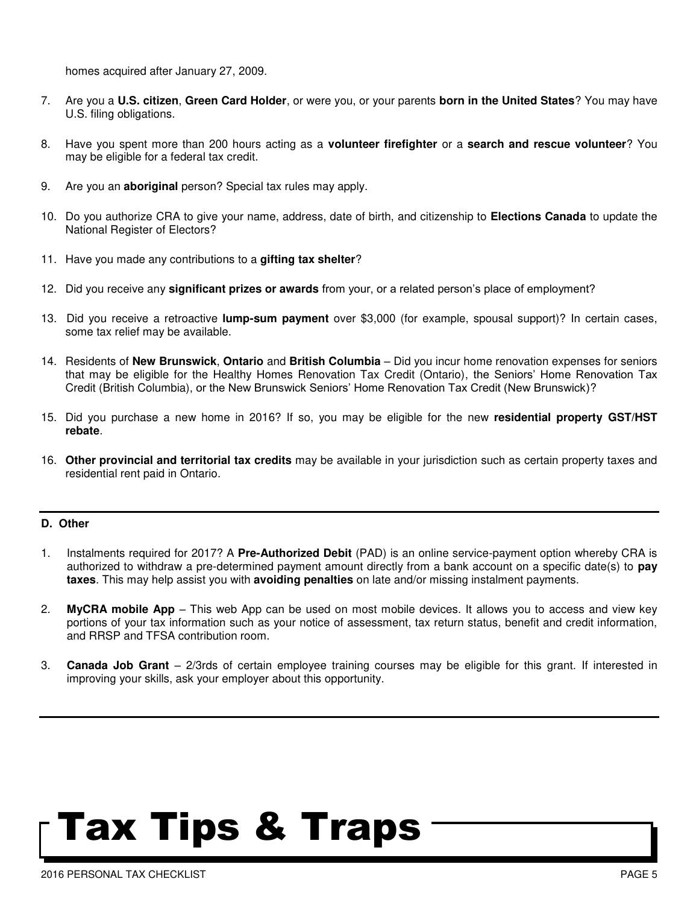homes acquired after January 27, 2009.

7. Are you a **U.S. citizen**, **Green Card Holder**, or were you, or your parents **born in the United States**? You may have U.S. filing obligations.
8. Have you spent more than 200 hours acting as a **volunteer firefighter** or a **search and rescue volunteer**? You may be eligible for a federal tax credit.
9. Are you an **aboriginal** person? Special tax rules may apply.
10. Do you authorize CRA to give your name, address, date of birth, and citizenship to **Elections Canada** to update the National Register of Electors?
11. Have you made any contributions to a **gifting tax shelter**?
12. Did you receive any **significant prizes or awards** from your, or a related person's place of employment?
13. Did you receive a retroactive **lump-sum payment** over $3,000 (for example, spousal support)? In certain cases, some tax relief may be available.
14. Residents of **New Brunswick**, **Ontario** and **British Columbia** – Did you incur home renovation expenses for seniors that may be eligible for the Healthy Homes Renovation Tax Credit (Ontario), the Seniors' Home Renovation Tax Credit (British Columbia), or the New Brunswick Seniors' Home Renovation Tax Credit (New Brunswick)?
15. Did you purchase a new home in 2016? If so, you may be eligible for the new **residential property GST/HST rebate**.
16. **Other provincial and territorial tax credits** may be available in your jurisdiction such as certain property taxes and residential rent paid in Ontario.

## D. Other

1. Instalments required for 2017? A **Pre-Authorized Debit** (PAD) is an online service-payment option whereby CRA is authorized to withdraw a pre-determined payment amount directly from a bank account on a specific date(s) to **pay taxes**. This may help assist you with **avoiding penalties** on late and/or missing instalment payments.
2. **MyCRA mobile App** – This web App can be used on most mobile devices. It allows you to access and view key portions of your tax information such as your notice of assessment, tax return status, benefit and credit information, and RRSP and TFSA contribution room.
3. **Canada Job Grant** – 2/3rds of certain employee training courses may be eligible for this grant. If interested in improving your skills, ask your employer about this opportunity.

# Tax Tips & Traps